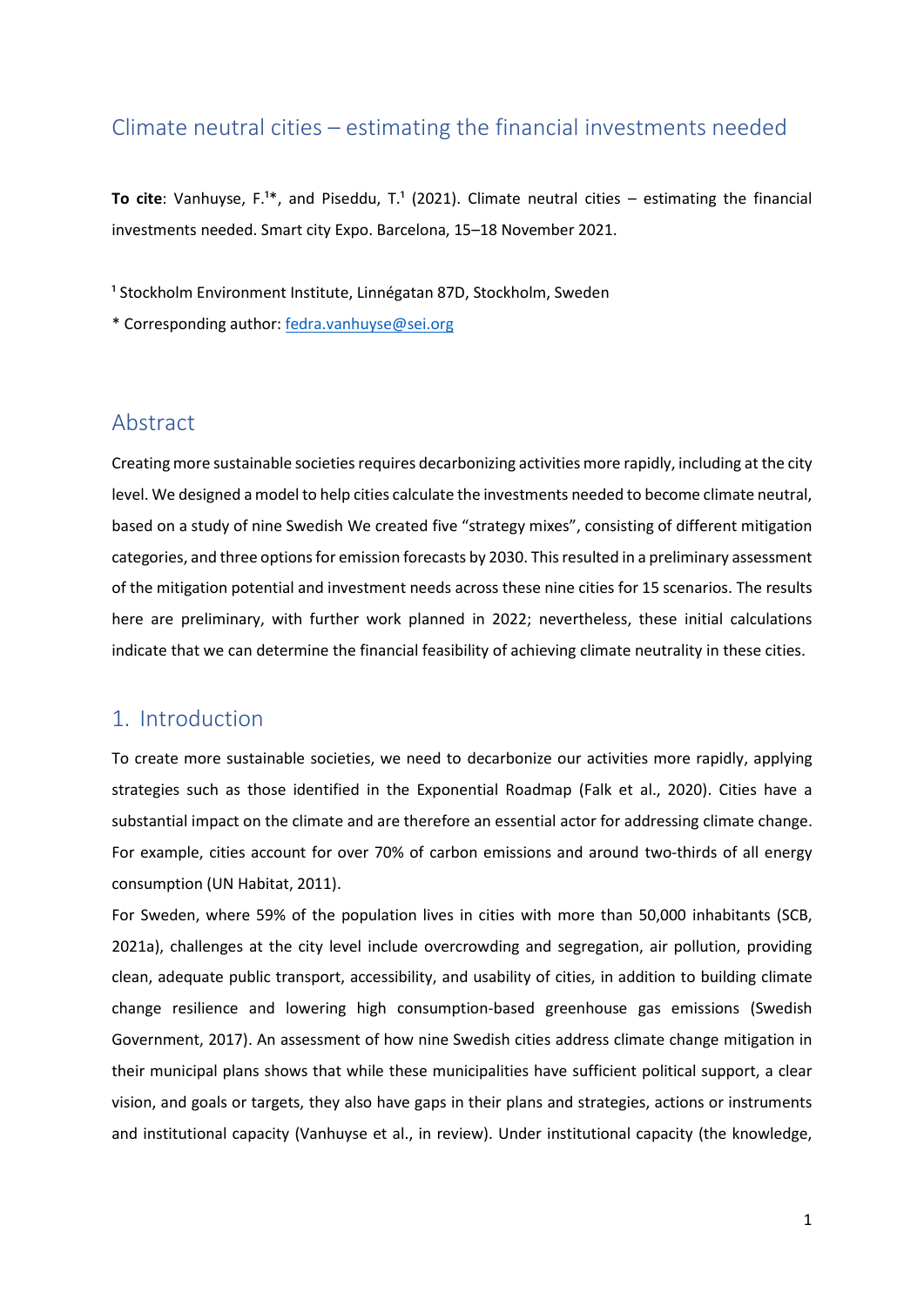# Climate neutral cities – estimating the financial investments needed

**To cite**: Vanhuyse, F.[1]*, and Piseddu, T.[1] (2021). Climate neutral cities – estimating the financial investments needed. Smart city Expo. Barcelona, 15–18 November 2021.

[1] Stockholm Environment Institute, Linnégatan 87D, Stockholm, Sweden

* Corresponding author: fedra.vanhuyse@sei.org

## Abstract

Creating more sustainable societies requires decarbonizing activities more rapidly, including at the city level. We designed a model to help cities calculate the investments needed to become climate neutral, based on a study of nine Swedish We created five "strategy mixes", consisting of different mitigation categories, and three options for emission forecasts by 2030. This resulted in a preliminary assessment of the mitigation potential and investment needs across these nine cities for 15 scenarios. The results here are preliminary, with further work planned in 2022; nevertheless, these initial calculations indicate that we can determine the financial feasibility of achieving climate neutrality in these cities.

## 1. Introduction

To create more sustainable societies, we need to decarbonize our activities more rapidly, applying strategies such as those identified in the Exponential Roadmap (Falk et al., 2020). Cities have a substantial impact on the climate and are therefore an essential actor for addressing climate change. For example, cities account for over 70% of carbon emissions and around two-thirds of all energy consumption (UN Habitat, 2011).

For Sweden, where 59% of the population lives in cities with more than 50,000 inhabitants (SCB, 2021a), challenges at the city level include overcrowding and segregation, air pollution, providing clean, adequate public transport, accessibility, and usability of cities, in addition to building climate change resilience and lowering high consumption-based greenhouse gas emissions (Swedish Government, 2017). An assessment of how nine Swedish cities address climate change mitigation in their municipal plans shows that while these municipalities have sufficient political support, a clear vision, and goals or targets, they also have gaps in their plans and strategies, actions or instruments and institutional capacity (Vanhuyse et al., in review). Under institutional capacity (the knowledge,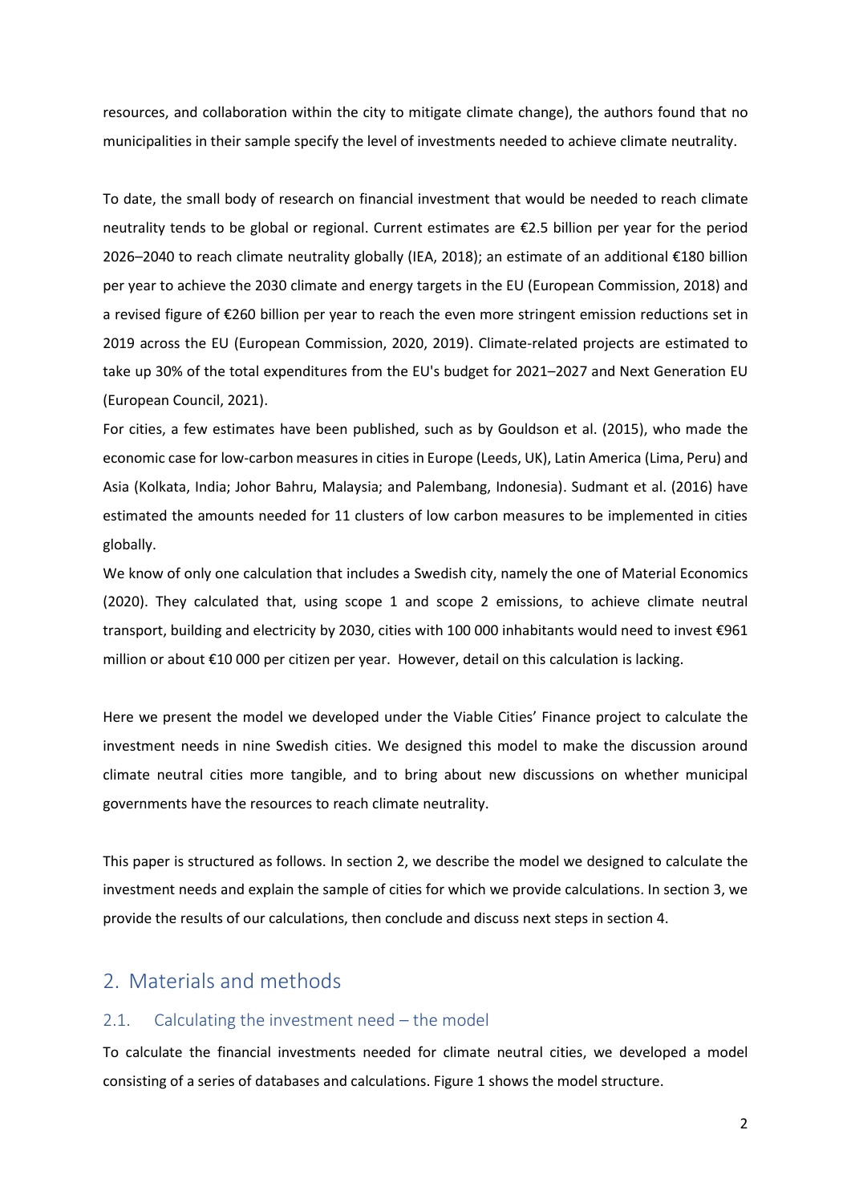resources, and collaboration within the city to mitigate climate change), the authors found that no municipalities in their sample specify the level of investments needed to achieve climate neutrality.

To date, the small body of research on financial investment that would be needed to reach climate neutrality tends to be global or regional. Current estimates are €2.5 billion per year for the period 2026–2040 to reach climate neutrality globally (IEA, 2018); an estimate of an additional €180 billion per year to achieve the 2030 climate and energy targets in the EU (European Commission, 2018) and a revised figure of €260 billion per year to reach the even more stringent emission reductions set in 2019 across the EU (European Commission, 2020, 2019). Climate-related projects are estimated to take up 30% of the total expenditures from the EU's budget for 2021–2027 and Next Generation EU (European Council, 2021).

For cities, a few estimates have been published, such as by Gouldson et al. (2015), who made the economic case for low-carbon measures in cities in Europe (Leeds, UK), Latin America (Lima, Peru) and Asia (Kolkata, India; Johor Bahru, Malaysia; and Palembang, Indonesia). Sudmant et al. (2016) have estimated the amounts needed for 11 clusters of low carbon measures to be implemented in cities globally.

We know of only one calculation that includes a Swedish city, namely the one of Material Economics (2020). They calculated that, using scope 1 and scope 2 emissions, to achieve climate neutral transport, building and electricity by 2030, cities with 100 000 inhabitants would need to invest €961 million or about €10 000 per citizen per year. However, detail on this calculation is lacking.

Here we present the model we developed under the Viable Cities' Finance project to calculate the investment needs in nine Swedish cities. We designed this model to make the discussion around climate neutral cities more tangible, and to bring about new discussions on whether municipal governments have the resources to reach climate neutrality.

This paper is structured as follows. In section 2, we describe the model we designed to calculate the investment needs and explain the sample of cities for which we provide calculations. In section 3, we provide the results of our calculations, then conclude and discuss next steps in section 4.

## 2. Materials and methods

### 2.1. Calculating the investment need – the model

To calculate the financial investments needed for climate neutral cities, we developed a model consisting of a series of databases and calculations. Figure 1 shows the model structure.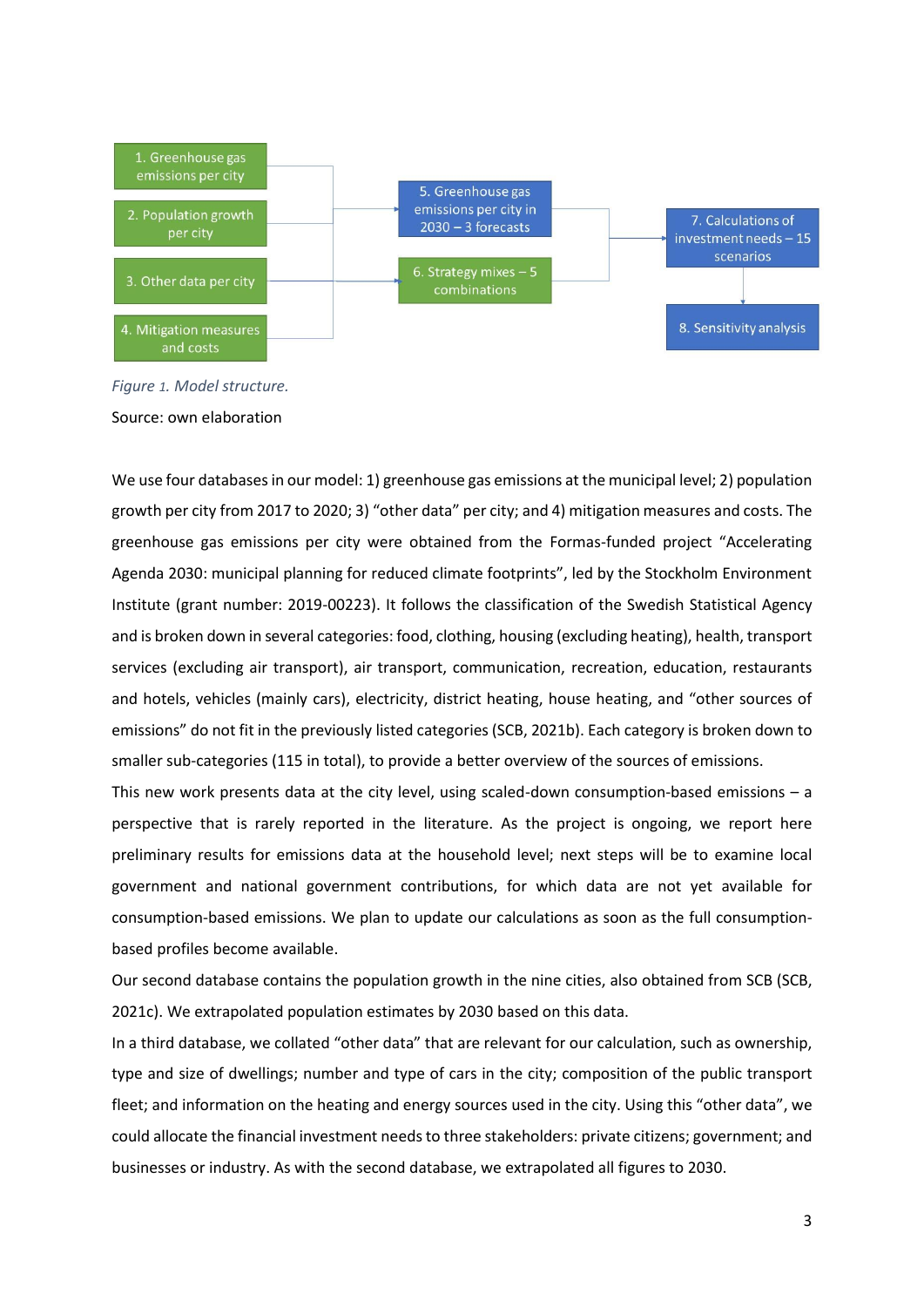1. Greenhouse gas emissions per city

2. Population growth per city

3. Other data per city

4. Mitigation measures and costs

5. Greenhouse gas emissions per city in 2030 – 3 forecasts

6. Strategy mixes – 5 combinations

7. Calculations of investment needs – 15 scenarios

8. Sensitivity analysis

*Figure 1. Model structure.*

Source: own elaboration

We use four databases in our model: 1) greenhouse gas emissions at the municipal level; 2) population growth per city from 2017 to 2020; 3) "other data" per city; and 4) mitigation measures and costs. The greenhouse gas emissions per city were obtained from the Formas-funded project "Accelerating Agenda 2030: municipal planning for reduced climate footprints", led by the Stockholm Environment Institute (grant number: 2019-00223). It follows the classification of the Swedish Statistical Agency and is broken down in several categories: food, clothing, housing (excluding heating), health, transport services (excluding air transport), air transport, communication, recreation, education, restaurants and hotels, vehicles (mainly cars), electricity, district heating, house heating, and "other sources of emissions" do not fit in the previously listed categories (SCB, 2021b). Each category is broken down to smaller sub-categories (115 in total), to provide a better overview of the sources of emissions.

This new work presents data at the city level, using scaled-down consumption-based emissions – a perspective that is rarely reported in the literature. As the project is ongoing, we report here preliminary results for emissions data at the household level; next steps will be to examine local government and national government contributions, for which data are not yet available for consumption-based emissions. We plan to update our calculations as soon as the full consumption-based profiles become available.

Our second database contains the population growth in the nine cities, also obtained from SCB (SCB, 2021c). We extrapolated population estimates by 2030 based on this data.

In a third database, we collated "other data" that are relevant for our calculation, such as ownership, type and size of dwellings; number and type of cars in the city; composition of the public transport fleet; and information on the heating and energy sources used in the city. Using this "other data", we could allocate the financial investment needs to three stakeholders: private citizens; government; and businesses or industry. As with the second database, we extrapolated all figures to 2030.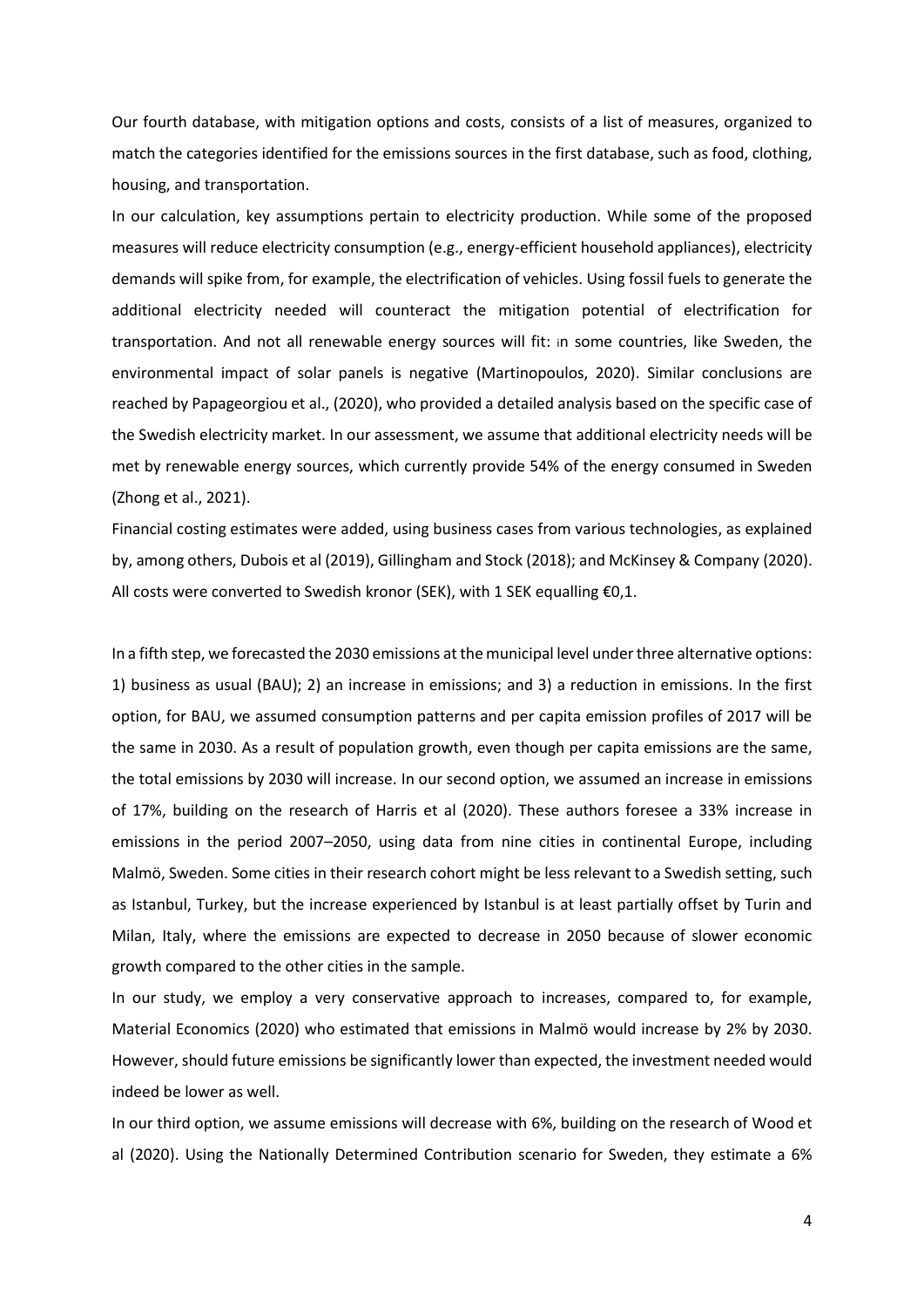Our fourth database, with mitigation options and costs, consists of a list of measures, organized to match the categories identified for the emissions sources in the first database, such as food, clothing, housing, and transportation.

In our calculation, key assumptions pertain to electricity production. While some of the proposed measures will reduce electricity consumption (e.g., energy-efficient household appliances), electricity demands will spike from, for example, the electrification of vehicles. Using fossil fuels to generate the additional electricity needed will counteract the mitigation potential of electrification for transportation. And not all renewable energy sources will fit: in some countries, like Sweden, the environmental impact of solar panels is negative (Martinopoulos, 2020). Similar conclusions are reached by Papageorgiou et al., (2020), who provided a detailed analysis based on the specific case of the Swedish electricity market. In our assessment, we assume that additional electricity needs will be met by renewable energy sources, which currently provide 54% of the energy consumed in Sweden (Zhong et al., 2021).

Financial costing estimates were added, using business cases from various technologies, as explained by, among others, Dubois et al (2019), Gillingham and Stock (2018); and McKinsey & Company (2020). All costs were converted to Swedish kronor (SEK), with 1 SEK equalling €0,1.

In a fifth step, we forecasted the 2030 emissions at the municipal level under three alternative options: 1) business as usual (BAU); 2) an increase in emissions; and 3) a reduction in emissions. In the first option, for BAU, we assumed consumption patterns and per capita emission profiles of 2017 will be the same in 2030. As a result of population growth, even though per capita emissions are the same, the total emissions by 2030 will increase. In our second option, we assumed an increase in emissions of 17%, building on the research of Harris et al (2020). These authors foresee a 33% increase in emissions in the period 2007–2050, using data from nine cities in continental Europe, including Malmö, Sweden. Some cities in their research cohort might be less relevant to a Swedish setting, such as Istanbul, Turkey, but the increase experienced by Istanbul is at least partially offset by Turin and Milan, Italy, where the emissions are expected to decrease in 2050 because of slower economic growth compared to the other cities in the sample.

In our study, we employ a very conservative approach to increases, compared to, for example, Material Economics (2020) who estimated that emissions in Malmö would increase by 2% by 2030. However, should future emissions be significantly lower than expected, the investment needed would indeed be lower as well.

In our third option, we assume emissions will decrease with 6%, building on the research of Wood et al (2020). Using the Nationally Determined Contribution scenario for Sweden, they estimate a 6%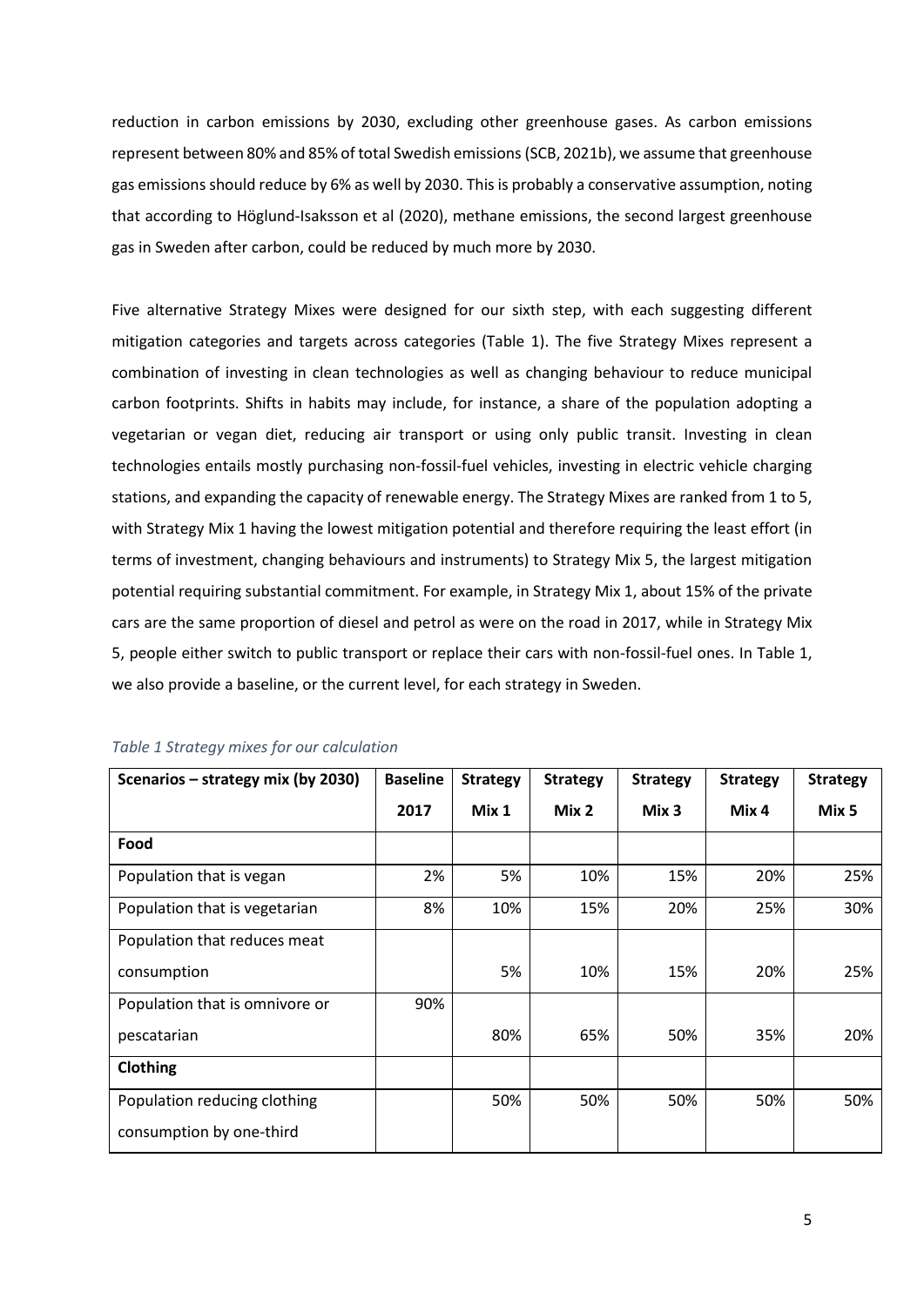reduction in carbon emissions by 2030, excluding other greenhouse gases. As carbon emissions represent between 80% and 85% of total Swedish emissions (SCB, 2021b), we assume that greenhouse gas emissions should reduce by 6% as well by 2030. This is probably a conservative assumption, noting that according to Höglund-Isaksson et al (2020), methane emissions, the second largest greenhouse gas in Sweden after carbon, could be reduced by much more by 2030.

Five alternative Strategy Mixes were designed for our sixth step, with each suggesting different mitigation categories and targets across categories (Table 1). The five Strategy Mixes represent a combination of investing in clean technologies as well as changing behaviour to reduce municipal carbon footprints. Shifts in habits may include, for instance, a share of the population adopting a vegetarian or vegan diet, reducing air transport or using only public transit. Investing in clean technologies entails mostly purchasing non-fossil-fuel vehicles, investing in electric vehicle charging stations, and expanding the capacity of renewable energy. The Strategy Mixes are ranked from 1 to 5, with Strategy Mix 1 having the lowest mitigation potential and therefore requiring the least effort (in terms of investment, changing behaviours and instruments) to Strategy Mix 5, the largest mitigation potential requiring substantial commitment. For example, in Strategy Mix 1, about 15% of the private cars are the same proportion of diesel and petrol as were on the road in 2017, while in Strategy Mix 5, people either switch to public transport or replace their cars with non-fossil-fuel ones. In Table 1, we also provide a baseline, or the current level, for each strategy in Sweden.

*Table 1 Strategy mixes for our calculation*

| Scenarios – strategy mix (by 2030) | Baseline 2017 | Strategy Mix 1 | Strategy Mix 2 | Strategy Mix 3 | Strategy Mix 4 | Strategy Mix 5 |
|---|---|---|---|---|---|---|
| **Food** | | | | | | |
| Population that is vegan | 2% | 5% | 10% | 15% | 20% | 25% |
| Population that is vegetarian | 8% | 10% | 15% | 20% | 25% | 30% |
| Population that reduces meat consumption | | 5% | 10% | 15% | 20% | 25% |
| Population that is omnivore or pescatarian | 90% | 80% | 65% | 50% | 35% | 20% |
| **Clothing** | | | | | | |
| Population reducing clothing consumption by one-third | | 50% | 50% | 50% | 50% | 50% |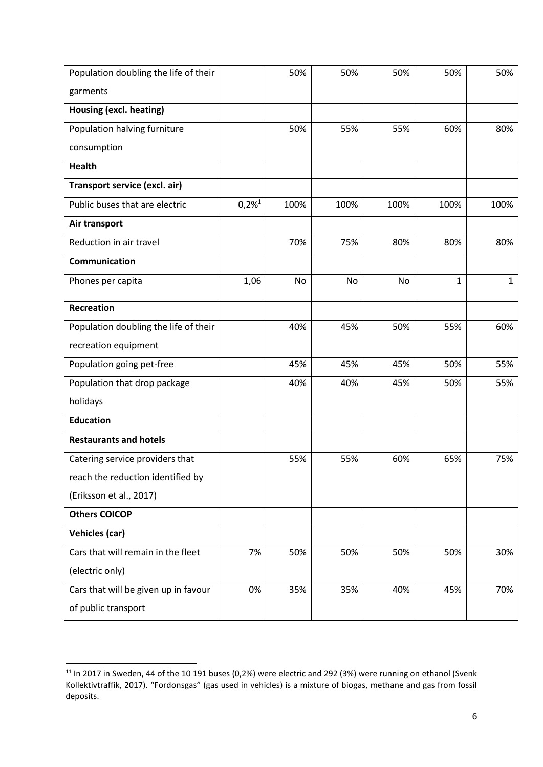| | | | | | | |
|---|---|---|---|---|---|---|
| Population doubling the life of their garments | | 50% | 50% | 50% | 50% | 50% |
| **Housing (excl. heating)** | | | | | | |
| Population halving furniture consumption | | 50% | 55% | 55% | 60% | 80% |
| **Health** | | | | | | |
| **Transport service (excl. air)** | | | | | | |
| Public buses that are electric | 0,2%[11] | 100% | 100% | 100% | 100% | 100% |
| **Air transport** | | | | | | |
| Reduction in air travel | | 70% | 75% | 80% | 80% | 80% |
| **Communication** | | | | | | |
| Phones per capita | 1,06 | No | No | No | 1 | 1 |
| **Recreation** | | | | | | |
| Population doubling the life of their recreation equipment | | 40% | 45% | 50% | 55% | 60% |
| Population going pet-free | | 45% | 45% | 45% | 50% | 55% |
| Population that drop package holidays | | 40% | 40% | 45% | 50% | 55% |
| **Education** | | | | | | |
| **Restaurants and hotels** | | | | | | |
| Catering service providers that reach the reduction identified by (Eriksson et al., 2017) | | 55% | 55% | 60% | 65% | 75% |
| **Others COICOP** | | | | | | |
| **Vehicles (car)** | | | | | | |
| Cars that will remain in the fleet (electric only) | 7% | 50% | 50% | 50% | 50% | 30% |
| Cars that will be given up in favour of public transport | 0% | 35% | 35% | 40% | 45% | 70% |

[11] In 2017 in Sweden, 44 of the 10 191 buses (0,2%) were electric and 292 (3%) were running on ethanol (Svenk Kollektivtraffik, 2017). "Fordonsgas" (gas used in vehicles) is a mixture of biogas, methane and gas from fossil deposits.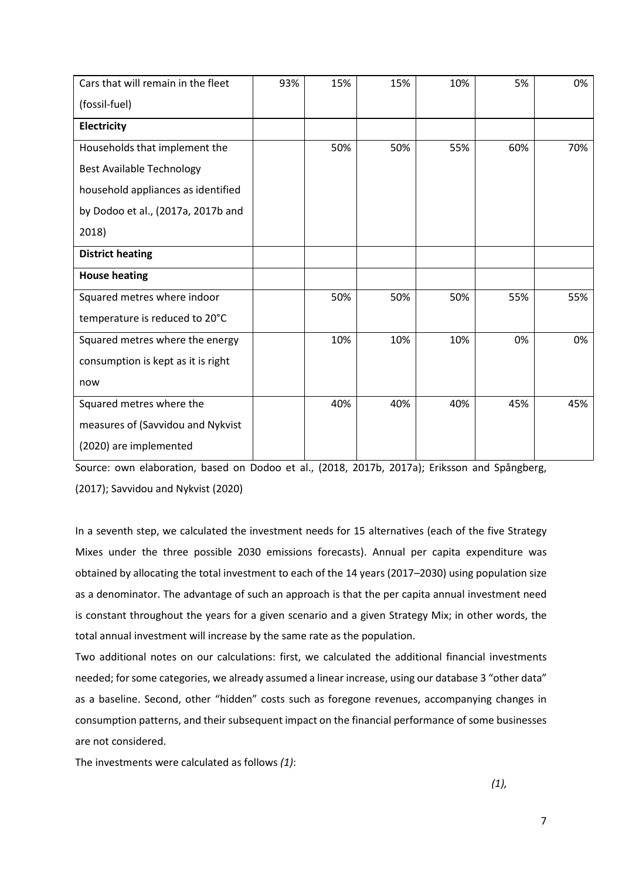| | | | | | | |
|---|---|---|---|---|---|---|
| Cars that will remain in the fleet (fossil-fuel) | 93% | 15% | 15% | 10% | 5% | 0% |
| **Electricity** | | | | | | |
| Households that implement the Best Available Technology household appliances as identified by Dodoo et al., (2017a, 2017b and 2018) | | 50% | 50% | 55% | 60% | 70% |
| **District heating** | | | | | | |
| **House heating** | | | | | | |
| Squared metres where indoor temperature is reduced to 20°C | | 50% | 50% | 50% | 55% | 55% |
| Squared metres where the energy consumption is kept as it is right now | | 10% | 10% | 10% | 0% | 0% |
| Squared metres where the measures of (Savvidou and Nykvist (2020) are implemented | | 40% | 40% | 40% | 45% | 45% |

Source: own elaboration, based on Dodoo et al., (2018, 2017b, 2017a); Eriksson and Spångberg, (2017); Savvidou and Nykvist (2020)

In a seventh step, we calculated the investment needs for 15 alternatives (each of the five Strategy Mixes under the three possible 2030 emissions forecasts). Annual per capita expenditure was obtained by allocating the total investment to each of the 14 years (2017–2030) using population size as a denominator. The advantage of such an approach is that the per capita annual investment need is constant throughout the years for a given scenario and a given Strategy Mix; in other words, the total annual investment will increase by the same rate as the population.

Two additional notes on our calculations: first, we calculated the additional financial investments needed; for some categories, we already assumed a linear increase, using our database 3 "other data" as a baseline. Second, other "hidden" costs such as foregone revenues, accompanying changes in consumption patterns, and their subsequent impact on the financial performance of some businesses are not considered.

The investments were calculated as follows *(1)*:

*(1),*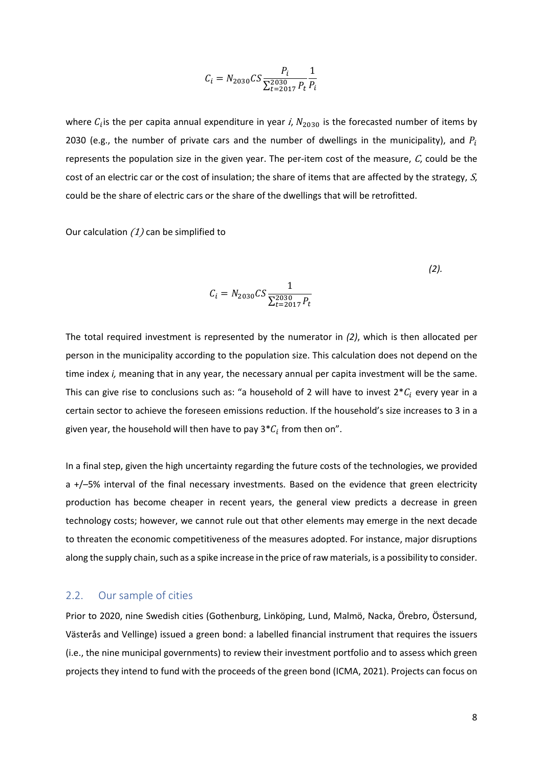$$C_i = N_{2030} CS \frac{P_i}{\sum_{t=2017}^{2030} P_t} \frac{1}{P_i}$$

where $C_i$ is the per capita annual expenditure in year $i$, $N_{2030}$ is the forecasted number of items by 2030 (e.g., the number of private cars and the number of dwellings in the municipality), and $P_i$ represents the population size in the given year. The per-item cost of the measure, $C$, could be the cost of an electric car or the cost of insulation; the share of items that are affected by the strategy, $S$, could be the share of electric cars or the share of the dwellings that will be retrofitted.

Our calculation *(1)* can be simplified to

$$C_i = N_{2030} CS \frac{1}{\sum_{t=2017}^{2030} P_t} \quad (2).$$

The total required investment is represented by the numerator in *(2)*, which is then allocated per person in the municipality according to the population size. This calculation does not depend on the time index *i,* meaning that in any year, the necessary annual per capita investment will be the same. This can give rise to conclusions such as: "a household of 2 will have to invest 2*$C_i$ every year in a certain sector to achieve the foreseen emissions reduction. If the household's size increases to 3 in a given year, the household will then have to pay 3*$C_i$ from then on".

In a final step, given the high uncertainty regarding the future costs of the technologies, we provided a +/–5% interval of the final necessary investments. Based on the evidence that green electricity production has become cheaper in recent years, the general view predicts a decrease in green technology costs; however, we cannot rule out that other elements may emerge in the next decade to threaten the economic competitiveness of the measures adopted. For instance, major disruptions along the supply chain, such as a spike increase in the price of raw materials, is a possibility to consider.

## 2.2. Our sample of cities

Prior to 2020, nine Swedish cities (Gothenburg, Linköping, Lund, Malmö, Nacka, Örebro, Östersund, Västerås and Vellinge) issued a green bond: a labelled financial instrument that requires the issuers (i.e., the nine municipal governments) to review their investment portfolio and to assess which green projects they intend to fund with the proceeds of the green bond (ICMA, 2021). Projects can focus on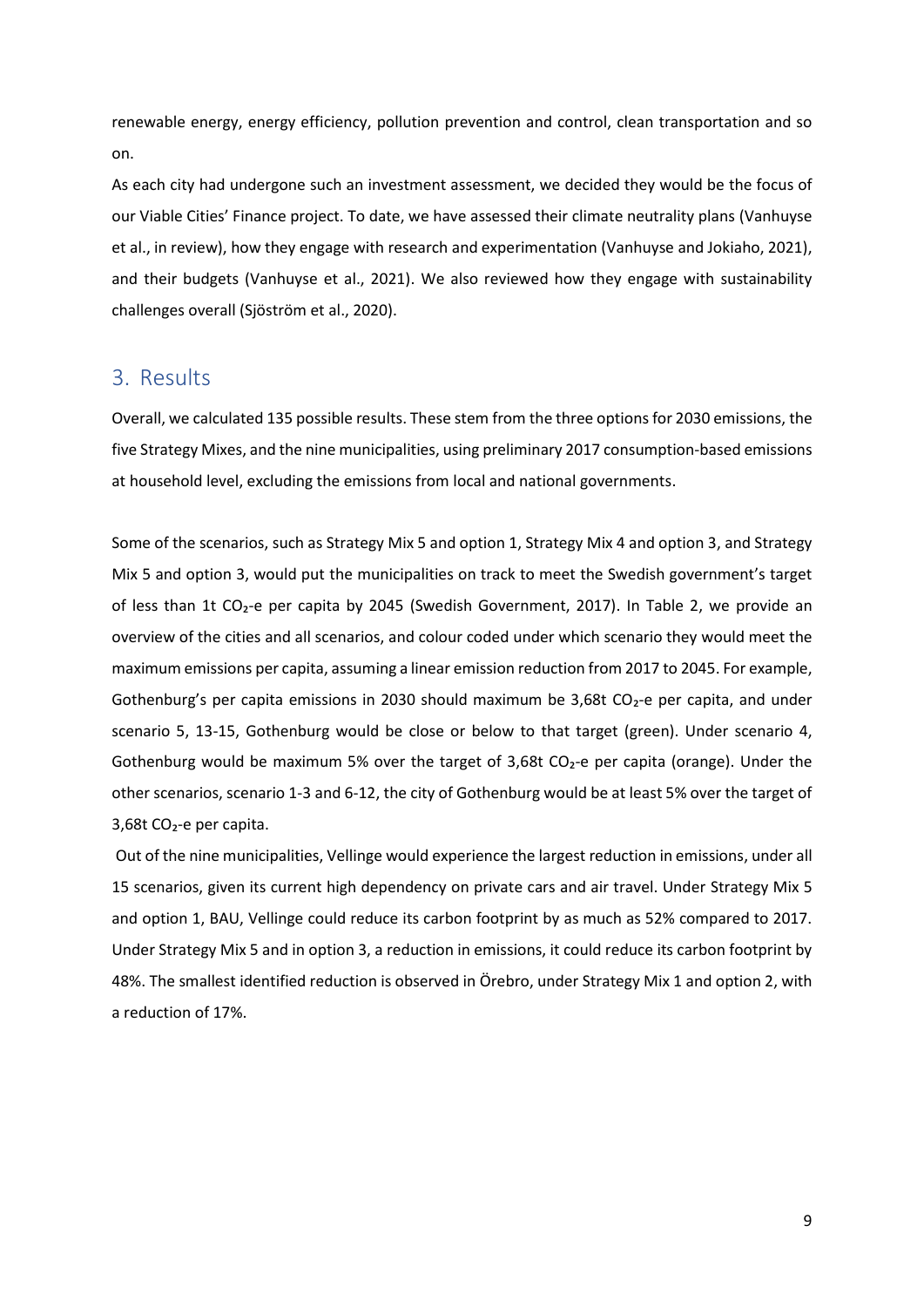renewable energy, energy efficiency, pollution prevention and control, clean transportation and so on.

As each city had undergone such an investment assessment, we decided they would be the focus of our Viable Cities' Finance project. To date, we have assessed their climate neutrality plans (Vanhuyse et al., in review), how they engage with research and experimentation (Vanhuyse and Jokiaho, 2021), and their budgets (Vanhuyse et al., 2021). We also reviewed how they engage with sustainability challenges overall (Sjöström et al., 2020).

## 3. Results

Overall, we calculated 135 possible results. These stem from the three options for 2030 emissions, the five Strategy Mixes, and the nine municipalities, using preliminary 2017 consumption-based emissions at household level, excluding the emissions from local and national governments.

Some of the scenarios, such as Strategy Mix 5 and option 1, Strategy Mix 4 and option 3, and Strategy Mix 5 and option 3, would put the municipalities on track to meet the Swedish government's target of less than 1t $CO_2$-e per capita by 2045 (Swedish Government, 2017). In Table 2, we provide an overview of the cities and all scenarios, and colour coded under which scenario they would meet the maximum emissions per capita, assuming a linear emission reduction from 2017 to 2045. For example, Gothenburg's per capita emissions in 2030 should maximum be 3,68t $CO_2$-e per capita, and under scenario 5, 13-15, Gothenburg would be close or below to that target (green). Under scenario 4, Gothenburg would be maximum 5% over the target of 3,68t $CO_2$-e per capita (orange). Under the other scenarios, scenario 1-3 and 6-12, the city of Gothenburg would be at least 5% over the target of 3,68t $CO_2$-e per capita.

Out of the nine municipalities, Vellinge would experience the largest reduction in emissions, under all 15 scenarios, given its current high dependency on private cars and air travel. Under Strategy Mix 5 and option 1, BAU, Vellinge could reduce its carbon footprint by as much as 52% compared to 2017. Under Strategy Mix 5 and in option 3, a reduction in emissions, it could reduce its carbon footprint by 48%. The smallest identified reduction is observed in Örebro, under Strategy Mix 1 and option 2, with a reduction of 17%.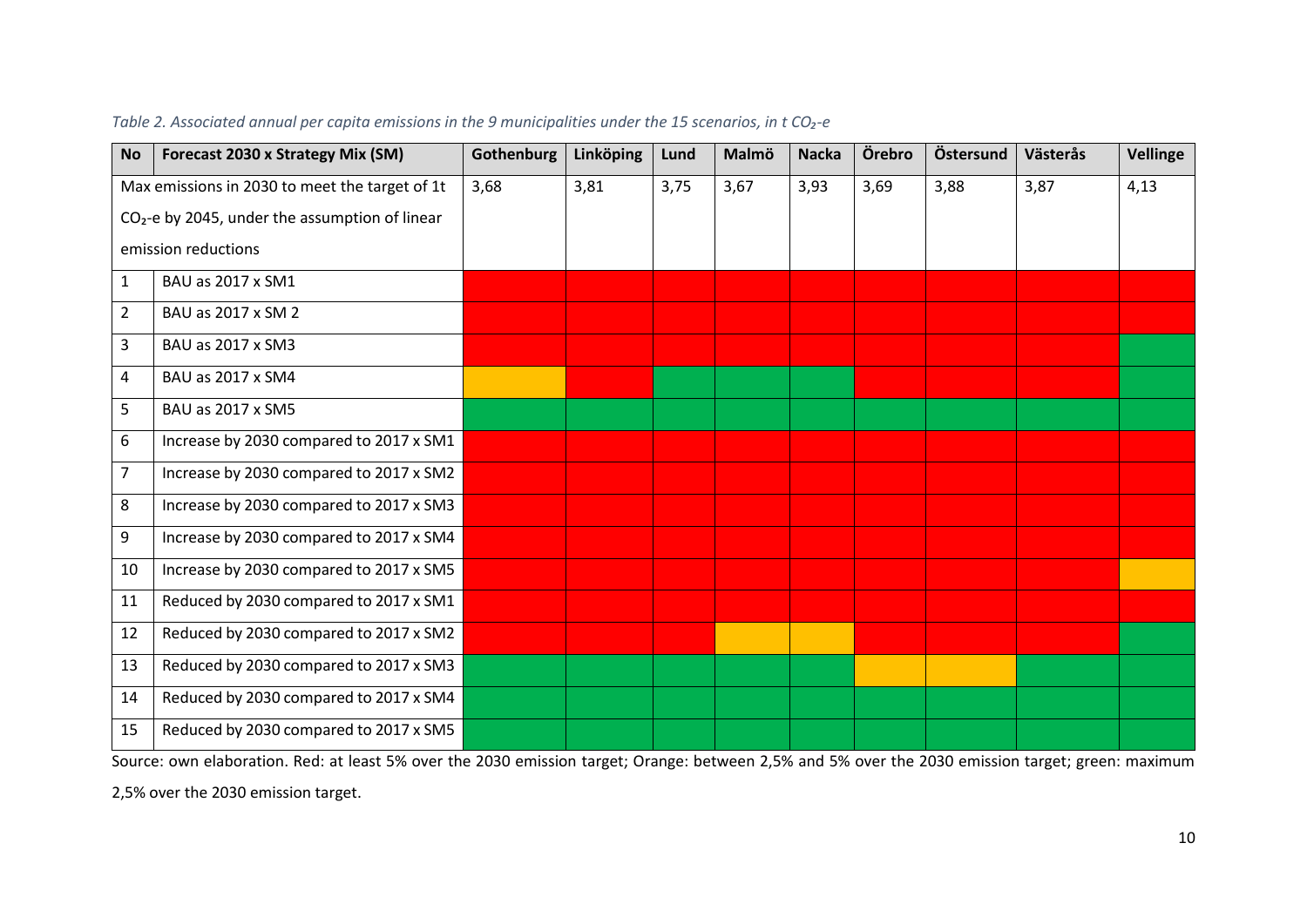*Table 2. Associated annual per capita emissions in the 9 municipalities under the 15 scenarios, in t $CO_2$-e*

| No | Forecast 2030 x Strategy Mix (SM) | Gothenburg | Linköping | Lund | Malmö | Nacka | Örebro | Östersund | Västerås | Vellinge |
|---|---|---|---|---|---|---|---|---|---|---|
| Max emissions in 2030 to meet the target of 1t $CO_2$-e by 2045, under the assumption of linear emission reductions | | 3,68 | 3,81 | 3,75 | 3,67 | 3,93 | 3,69 | 3,88 | 3,87 | 4,13 |
| 1 | BAU as 2017 x SM1 | Red | Red | Red | Red | Red | Red | Red | Red | Red |
| 2 | BAU as 2017 x SM 2 | Red | Red | Red | Red | Red | Red | Red | Red | Red |
| 3 | BAU as 2017 x SM3 | Red | Red | Red | Red | Red | Red | Red | Red | Green |
| 4 | BAU as 2017 x SM4 | Orange | Red | Green | Green | Green | Red | Red | Red | Green |
| 5 | BAU as 2017 x SM5 | Green | Green | Green | Green | Green | Green | Green | Green | Green |
| 6 | Increase by 2030 compared to 2017 x SM1 | Red | Red | Red | Red | Red | Red | Red | Red | Red |
| 7 | Increase by 2030 compared to 2017 x SM2 | Red | Red | Red | Red | Red | Red | Red | Red | Red |
| 8 | Increase by 2030 compared to 2017 x SM3 | Red | Red | Red | Red | Red | Red | Red | Red | Red |
| 9 | Increase by 2030 compared to 2017 x SM4 | Red | Red | Red | Red | Red | Red | Red | Red | Red |
| 10 | Increase by 2030 compared to 2017 x SM5 | Red | Red | Red | Red | Red | Red | Red | Red | Orange |
| 11 | Reduced by 2030 compared to 2017 x SM1 | Red | Red | Red | Red | Red | Red | Red | Red | Red |
| 12 | Reduced by 2030 compared to 2017 x SM2 | Red | Red | Red | Orange | Orange | Red | Red | Red | Green |
| 13 | Reduced by 2030 compared to 2017 x SM3 | Green | Green | Green | Green | Green | Orange | Orange | Green | Green |
| 14 | Reduced by 2030 compared to 2017 x SM4 | Green | Green | Green | Green | Green | Green | Green | Green | Green |
| 15 | Reduced by 2030 compared to 2017 x SM5 | Green | Green | Green | Green | Green | Green | Green | Green | Green |

Source: own elaboration. Red: at least 5% over the 2030 emission target; Orange: between 2,5% and 5% over the 2030 emission target; green: maximum 2,5% over the 2030 emission target.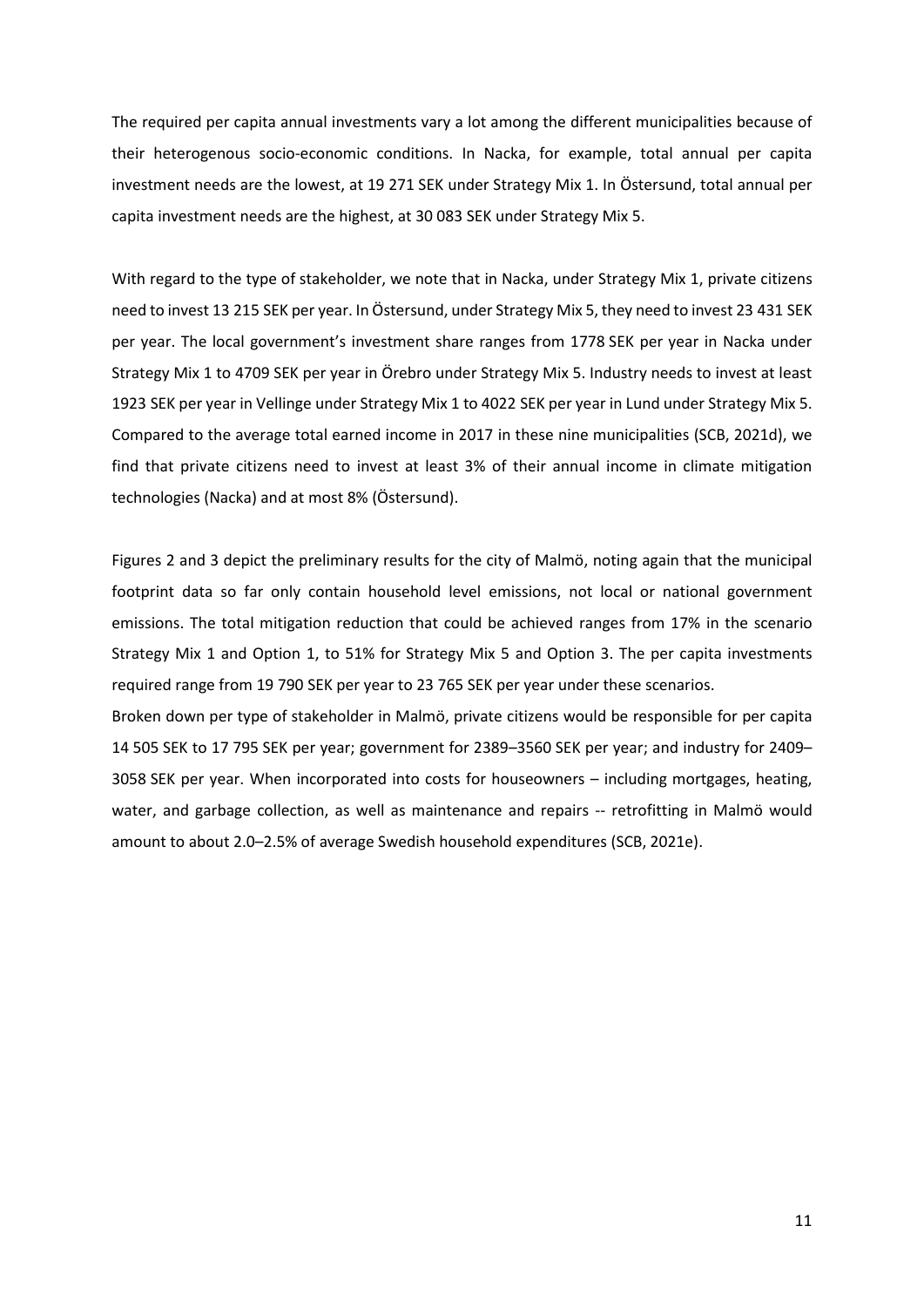The required per capita annual investments vary a lot among the different municipalities because of their heterogenous socio-economic conditions. In Nacka, for example, total annual per capita investment needs are the lowest, at 19 271 SEK under Strategy Mix 1. In Östersund, total annual per capita investment needs are the highest, at 30 083 SEK under Strategy Mix 5.

With regard to the type of stakeholder, we note that in Nacka, under Strategy Mix 1, private citizens need to invest 13 215 SEK per year. In Östersund, under Strategy Mix 5, they need to invest 23 431 SEK per year. The local government's investment share ranges from 1778 SEK per year in Nacka under Strategy Mix 1 to 4709 SEK per year in Örebro under Strategy Mix 5. Industry needs to invest at least 1923 SEK per year in Vellinge under Strategy Mix 1 to 4022 SEK per year in Lund under Strategy Mix 5. Compared to the average total earned income in 2017 in these nine municipalities (SCB, 2021d), we find that private citizens need to invest at least 3% of their annual income in climate mitigation technologies (Nacka) and at most 8% (Östersund).

Figures 2 and 3 depict the preliminary results for the city of Malmö, noting again that the municipal footprint data so far only contain household level emissions, not local or national government emissions. The total mitigation reduction that could be achieved ranges from 17% in the scenario Strategy Mix 1 and Option 1, to 51% for Strategy Mix 5 and Option 3. The per capita investments required range from 19 790 SEK per year to 23 765 SEK per year under these scenarios.
Broken down per type of stakeholder in Malmö, private citizens would be responsible for per capita 14 505 SEK to 17 795 SEK per year; government for 2389–3560 SEK per year; and industry for 2409–3058 SEK per year. When incorporated into costs for houseowners – including mortgages, heating, water, and garbage collection, as well as maintenance and repairs -- retrofitting in Malmö would amount to about 2.0–2.5% of average Swedish household expenditures (SCB, 2021e).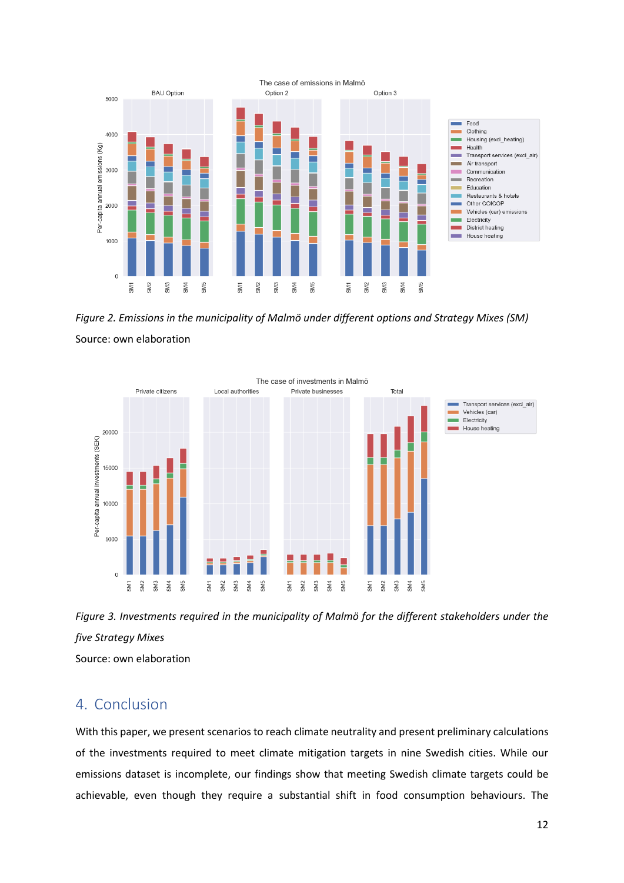*Figure 2. Emissions in the municipality of Malmö under different options and Strategy Mixes (SM)*

Source: own elaboration

*Figure 3. Investments required in the municipality of Malmö for the different stakeholders under the five Strategy Mixes*

Source: own elaboration

## 4. Conclusion

With this paper, we present scenarios to reach climate neutrality and present preliminary calculations of the investments required to meet climate mitigation targets in nine Swedish cities. While our emissions dataset is incomplete, our findings show that meeting Swedish climate targets could be achievable, even though they require a substantial shift in food consumption behaviours. The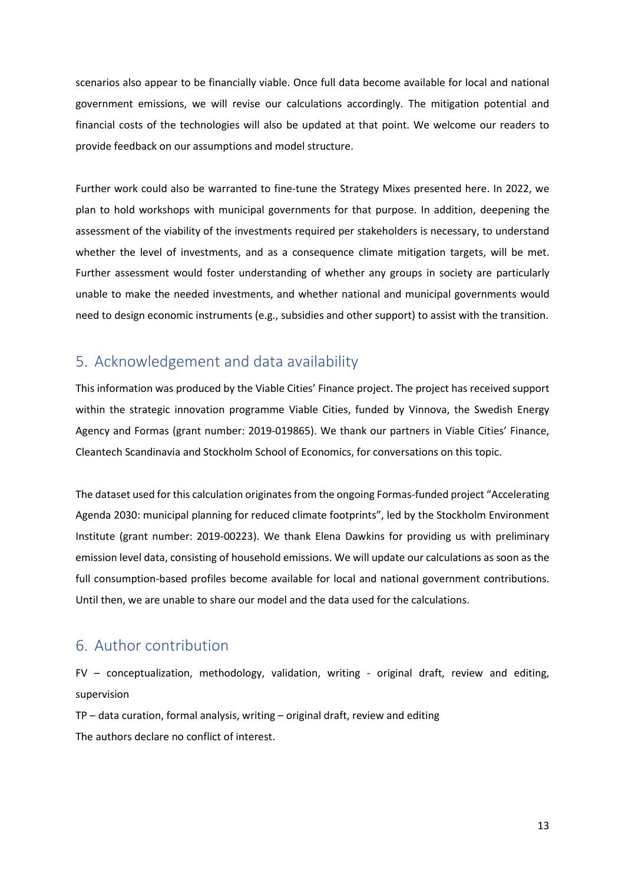scenarios also appear to be financially viable. Once full data become available for local and national government emissions, we will revise our calculations accordingly. The mitigation potential and financial costs of the technologies will also be updated at that point. We welcome our readers to provide feedback on our assumptions and model structure.

Further work could also be warranted to fine-tune the Strategy Mixes presented here. In 2022, we plan to hold workshops with municipal governments for that purpose. In addition, deepening the assessment of the viability of the investments required per stakeholders is necessary, to understand whether the level of investments, and as a consequence climate mitigation targets, will be met. Further assessment would foster understanding of whether any groups in society are particularly unable to make the needed investments, and whether national and municipal governments would need to design economic instruments (e.g., subsidies and other support) to assist with the transition.

## 5. Acknowledgement and data availability

This information was produced by the Viable Cities' Finance project. The project has received support within the strategic innovation programme Viable Cities, funded by Vinnova, the Swedish Energy Agency and Formas (grant number: 2019-019865). We thank our partners in Viable Cities' Finance, Cleantech Scandinavia and Stockholm School of Economics, for conversations on this topic.

The dataset used for this calculation originates from the ongoing Formas-funded project "Accelerating Agenda 2030: municipal planning for reduced climate footprints", led by the Stockholm Environment Institute (grant number: 2019-00223). We thank Elena Dawkins for providing us with preliminary emission level data, consisting of household emissions. We will update our calculations as soon as the full consumption-based profiles become available for local and national government contributions. Until then, we are unable to share our model and the data used for the calculations.

## 6. Author contribution

FV – conceptualization, methodology, validation, writing - original draft, review and editing, supervision

TP – data curation, formal analysis, writing – original draft, review and editing

The authors declare no conflict of interest.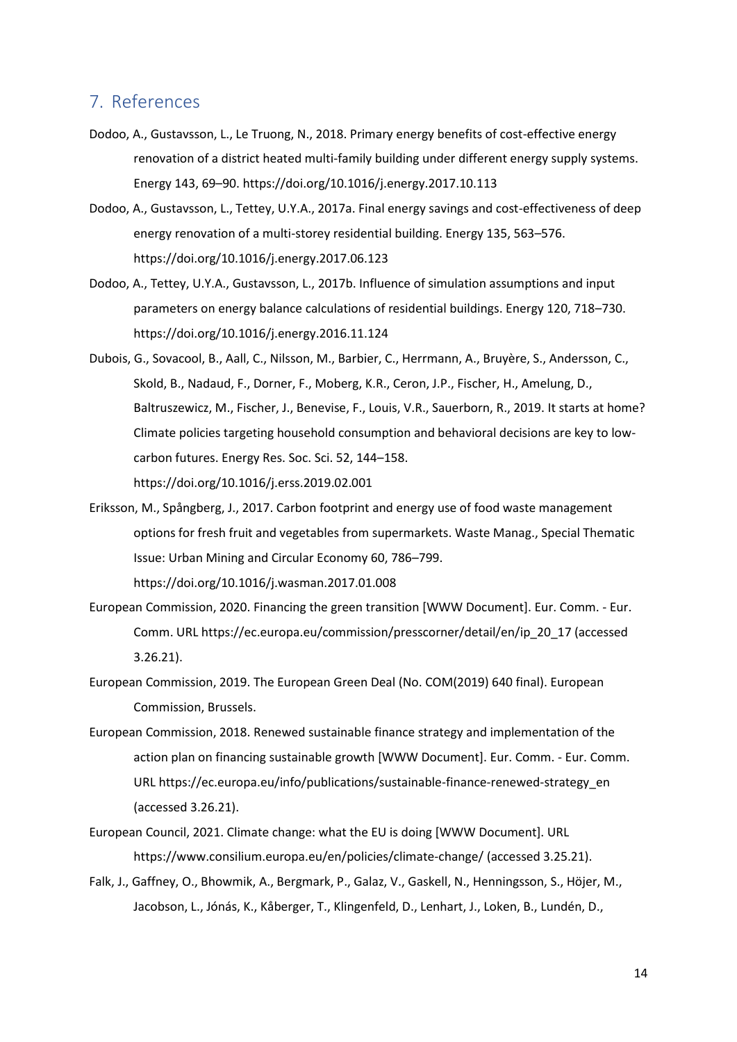## 7. References

Dodoo, A., Gustavsson, L., Le Truong, N., 2018. Primary energy benefits of cost-effective energy renovation of a district heated multi-family building under different energy supply systems. Energy 143, 69–90. https://doi.org/10.1016/j.energy.2017.10.113

Dodoo, A., Gustavsson, L., Tettey, U.Y.A., 2017a. Final energy savings and cost-effectiveness of deep energy renovation of a multi-storey residential building. Energy 135, 563–576. https://doi.org/10.1016/j.energy.2017.06.123

Dodoo, A., Tettey, U.Y.A., Gustavsson, L., 2017b. Influence of simulation assumptions and input parameters on energy balance calculations of residential buildings. Energy 120, 718–730. https://doi.org/10.1016/j.energy.2016.11.124

Dubois, G., Sovacool, B., Aall, C., Nilsson, M., Barbier, C., Herrmann, A., Bruyère, S., Andersson, C., Skold, B., Nadaud, F., Dorner, F., Moberg, K.R., Ceron, J.P., Fischer, H., Amelung, D., Baltruszewicz, M., Fischer, J., Benevise, F., Louis, V.R., Sauerborn, R., 2019. It starts at home? Climate policies targeting household consumption and behavioral decisions are key to low-carbon futures. Energy Res. Soc. Sci. 52, 144–158. https://doi.org/10.1016/j.erss.2019.02.001

Eriksson, M., Spångberg, J., 2017. Carbon footprint and energy use of food waste management options for fresh fruit and vegetables from supermarkets. Waste Manag., Special Thematic Issue: Urban Mining and Circular Economy 60, 786–799. https://doi.org/10.1016/j.wasman.2017.01.008

European Commission, 2020. Financing the green transition [WWW Document]. Eur. Comm. - Eur. Comm. URL https://ec.europa.eu/commission/presscorner/detail/en/ip_20_17 (accessed 3.26.21).

European Commission, 2019. The European Green Deal (No. COM(2019) 640 final). European Commission, Brussels.

European Commission, 2018. Renewed sustainable finance strategy and implementation of the action plan on financing sustainable growth [WWW Document]. Eur. Comm. - Eur. Comm. URL https://ec.europa.eu/info/publications/sustainable-finance-renewed-strategy_en (accessed 3.26.21).

European Council, 2021. Climate change: what the EU is doing [WWW Document]. URL https://www.consilium.europa.eu/en/policies/climate-change/ (accessed 3.25.21).

Falk, J., Gaffney, O., Bhowmik, A., Bergmark, P., Galaz, V., Gaskell, N., Henningsson, S., Höjer, M., Jacobson, L., Jónás, K., Kåberger, T., Klingenfeld, D., Lenhart, J., Loken, B., Lundén, D.,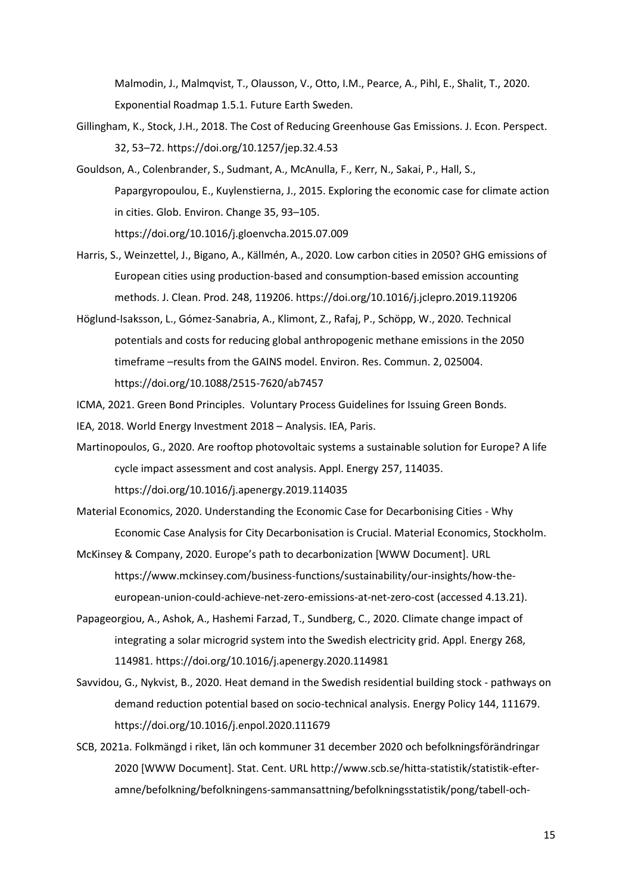Malmodin, J., Malmqvist, T., Olausson, V., Otto, I.M., Pearce, A., Pihl, E., Shalit, T., 2020. Exponential Roadmap 1.5.1. Future Earth Sweden.

Gillingham, K., Stock, J.H., 2018. The Cost of Reducing Greenhouse Gas Emissions. J. Econ. Perspect. 32, 53–72. https://doi.org/10.1257/jep.32.4.53

Gouldson, A., Colenbrander, S., Sudmant, A., McAnulla, F., Kerr, N., Sakai, P., Hall, S., Papargyropoulou, E., Kuylenstierna, J., 2015. Exploring the economic case for climate action in cities. Glob. Environ. Change 35, 93–105. https://doi.org/10.1016/j.gloenvcha.2015.07.009

Harris, S., Weinzettel, J., Bigano, A., Källmén, A., 2020. Low carbon cities in 2050? GHG emissions of European cities using production-based and consumption-based emission accounting methods. J. Clean. Prod. 248, 119206. https://doi.org/10.1016/j.jclepro.2019.119206

Höglund-Isaksson, L., Gómez-Sanabria, A., Klimont, Z., Rafaj, P., Schöpp, W., 2020. Technical potentials and costs for reducing global anthropogenic methane emissions in the 2050 timeframe –results from the GAINS model. Environ. Res. Commun. 2, 025004. https://doi.org/10.1088/2515-7620/ab7457

ICMA, 2021. Green Bond Principles. Voluntary Process Guidelines for Issuing Green Bonds.

IEA, 2018. World Energy Investment 2018 – Analysis. IEA, Paris.

Martinopoulos, G., 2020. Are rooftop photovoltaic systems a sustainable solution for Europe? A life cycle impact assessment and cost analysis. Appl. Energy 257, 114035. https://doi.org/10.1016/j.apenergy.2019.114035

Material Economics, 2020. Understanding the Economic Case for Decarbonising Cities - Why Economic Case Analysis for City Decarbonisation is Crucial. Material Economics, Stockholm.

McKinsey & Company, 2020. Europe's path to decarbonization [WWW Document]. URL https://www.mckinsey.com/business-functions/sustainability/our-insights/how-the-european-union-could-achieve-net-zero-emissions-at-net-zero-cost (accessed 4.13.21).

Papageorgiou, A., Ashok, A., Hashemi Farzad, T., Sundberg, C., 2020. Climate change impact of integrating a solar microgrid system into the Swedish electricity grid. Appl. Energy 268, 114981. https://doi.org/10.1016/j.apenergy.2020.114981

Savvidou, G., Nykvist, B., 2020. Heat demand in the Swedish residential building stock - pathways on demand reduction potential based on socio-technical analysis. Energy Policy 144, 111679. https://doi.org/10.1016/j.enpol.2020.111679

SCB, 2021a. Folkmängd i riket, län och kommuner 31 december 2020 och befolkningsförändringar 2020 [WWW Document]. Stat. Cent. URL http://www.scb.se/hitta-statistik/statistik-efter-amne/befolkning/befolkningens-sammansattning/befolkningsstatistik/pong/tabell-och-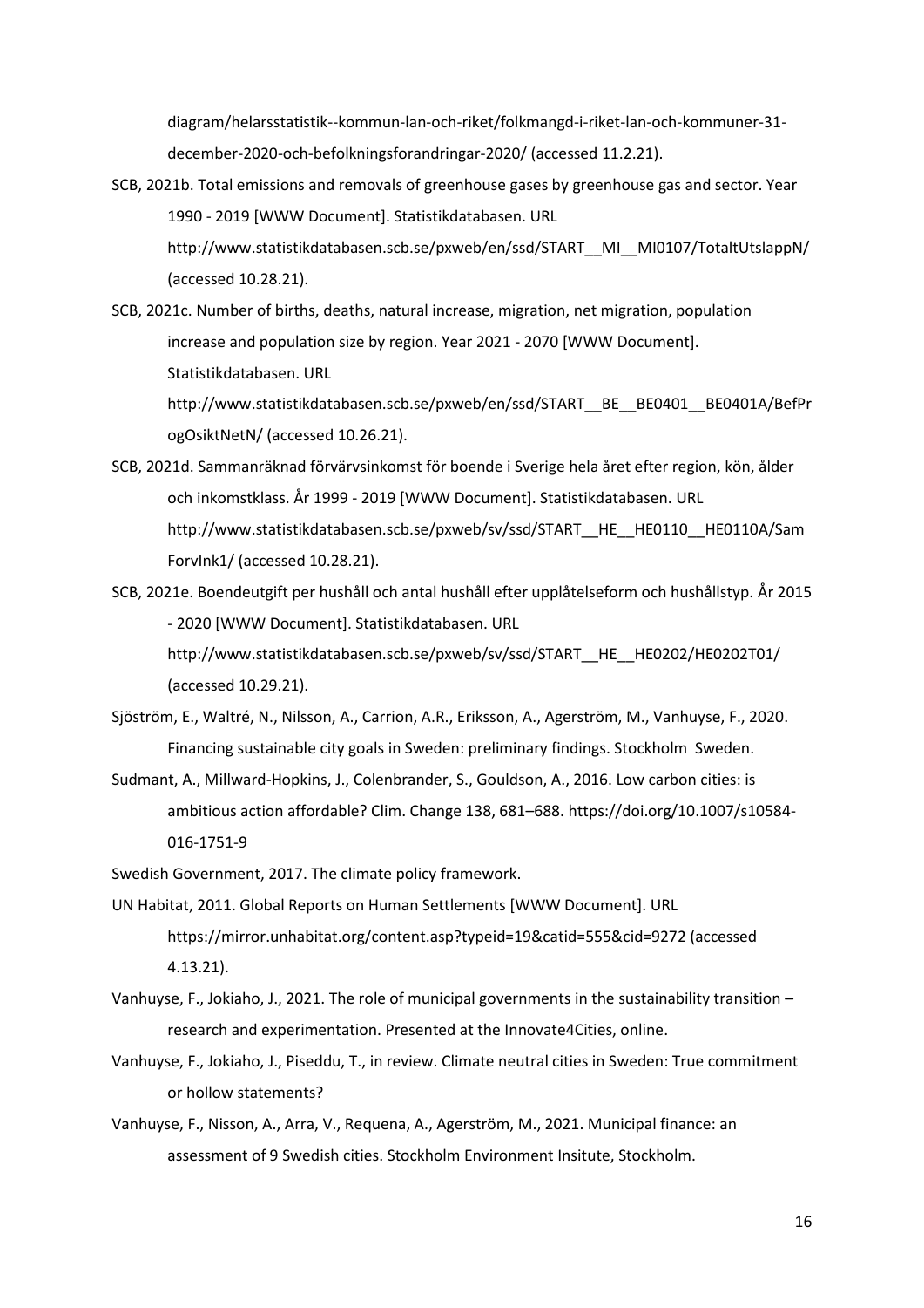diagram/helarsstatistik--kommun-lan-och-riket/folkmangd-i-riket-lan-och-kommuner-31-december-2020-och-befolkningsforandringar-2020/ (accessed 11.2.21).

SCB, 2021b. Total emissions and removals of greenhouse gases by greenhouse gas and sector. Year 1990 - 2019 [WWW Document]. Statistikdatabasen. URL http://www.statistikdatabasen.scb.se/pxweb/en/ssd/START__MI__MI0107/TotaltUtslappN/ (accessed 10.28.21).

SCB, 2021c. Number of births, deaths, natural increase, migration, net migration, population increase and population size by region. Year 2021 - 2070 [WWW Document]. Statistikdatabasen. URL http://www.statistikdatabasen.scb.se/pxweb/en/ssd/START__BE__BE0401__BE0401A/BefProgOsiktNetN/ (accessed 10.26.21).

SCB, 2021d. Sammanräknad förvärvsinkomst för boende i Sverige hela året efter region, kön, ålder och inkomstklass. År 1999 - 2019 [WWW Document]. Statistikdatabasen. URL http://www.statistikdatabasen.scb.se/pxweb/sv/ssd/START__HE__HE0110__HE0110A/SamForvInk1/ (accessed 10.28.21).

SCB, 2021e. Boendeutgift per hushåll och antal hushåll efter upplåtelseform och hushållstyp. År 2015 - 2020 [WWW Document]. Statistikdatabasen. URL http://www.statistikdatabasen.scb.se/pxweb/sv/ssd/START__HE__HE0202/HE0202T01/ (accessed 10.29.21).

Sjöström, E., Waltré, N., Nilsson, A., Carrion, A.R., Eriksson, A., Agerström, M., Vanhuyse, F., 2020. Financing sustainable city goals in Sweden: preliminary findings. Stockholm Sweden.

Sudmant, A., Millward-Hopkins, J., Colenbrander, S., Gouldson, A., 2016. Low carbon cities: is ambitious action affordable? Clim. Change 138, 681–688. https://doi.org/10.1007/s10584-016-1751-9

Swedish Government, 2017. The climate policy framework.

UN Habitat, 2011. Global Reports on Human Settlements [WWW Document]. URL https://mirror.unhabitat.org/content.asp?typeid=19&catid=555&cid=9272 (accessed 4.13.21).

Vanhuyse, F., Jokiaho, J., 2021. The role of municipal governments in the sustainability transition – research and experimentation. Presented at the Innovate4Cities, online.

Vanhuyse, F., Jokiaho, J., Piseddu, T., in review. Climate neutral cities in Sweden: True commitment or hollow statements?

Vanhuyse, F., Nisson, A., Arra, V., Requena, A., Agerström, M., 2021. Municipal finance: an assessment of 9 Swedish cities. Stockholm Environment Insitute, Stockholm.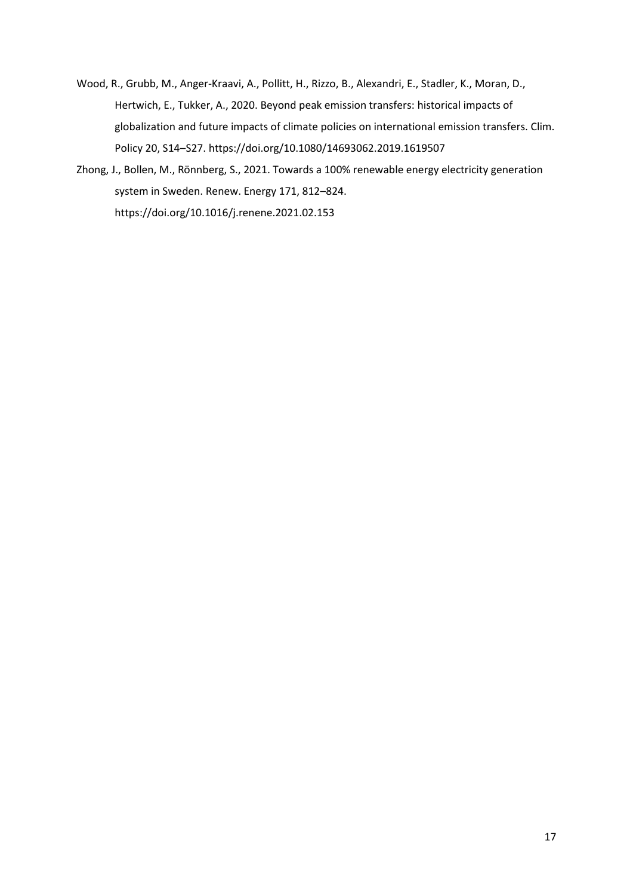Wood, R., Grubb, M., Anger-Kraavi, A., Pollitt, H., Rizzo, B., Alexandri, E., Stadler, K., Moran, D., Hertwich, E., Tukker, A., 2020. Beyond peak emission transfers: historical impacts of globalization and future impacts of climate policies on international emission transfers. Clim. Policy 20, S14–S27. https://doi.org/10.1080/14693062.2019.1619507

Zhong, J., Bollen, M., Rönnberg, S., 2021. Towards a 100% renewable energy electricity generation system in Sweden. Renew. Energy 171, 812–824. https://doi.org/10.1016/j.renene.2021.02.153